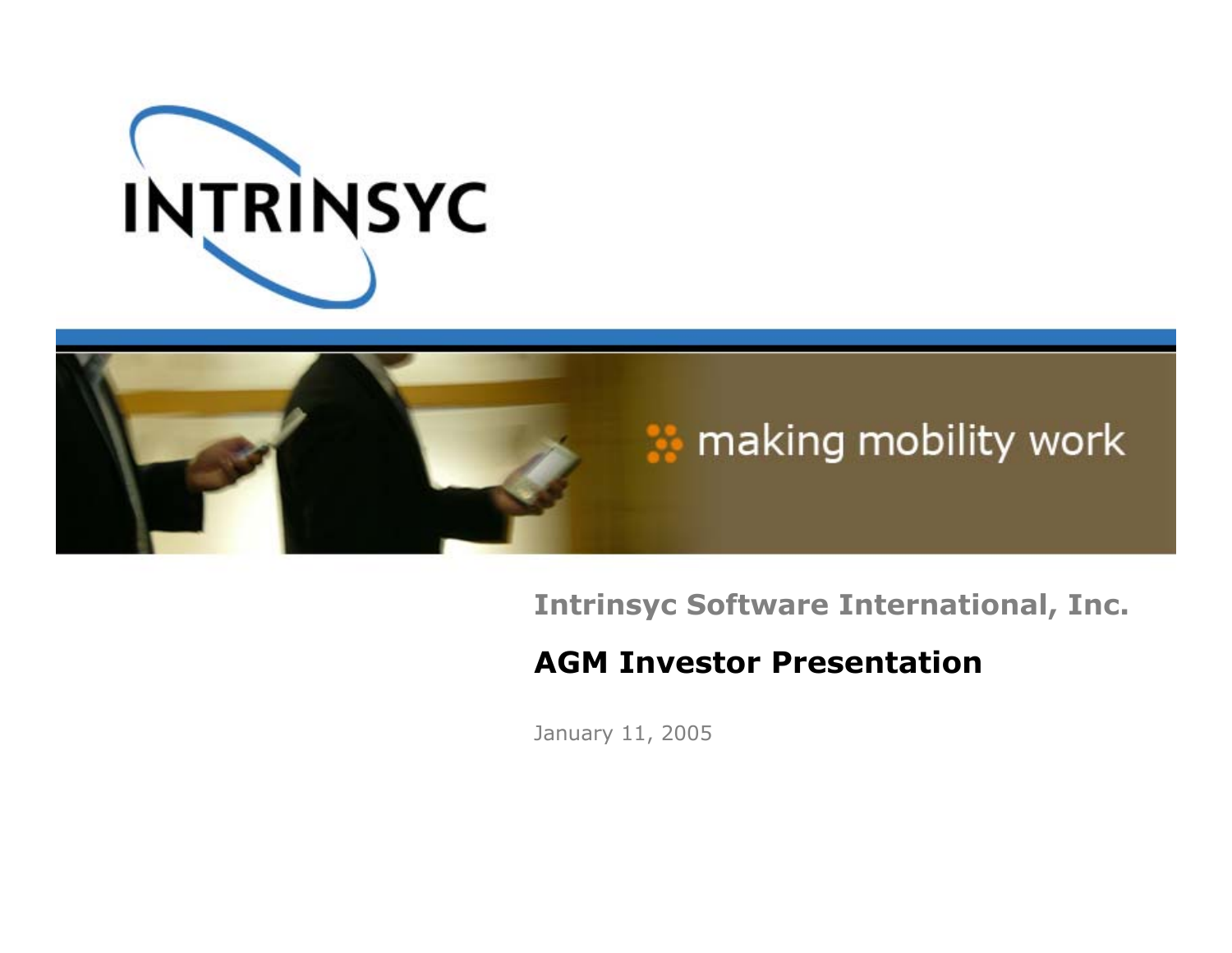INTRINSYC

making mobility work

**Intrinsyc Software International, Inc.**

# AGM Investor Presentation

January 11, 2005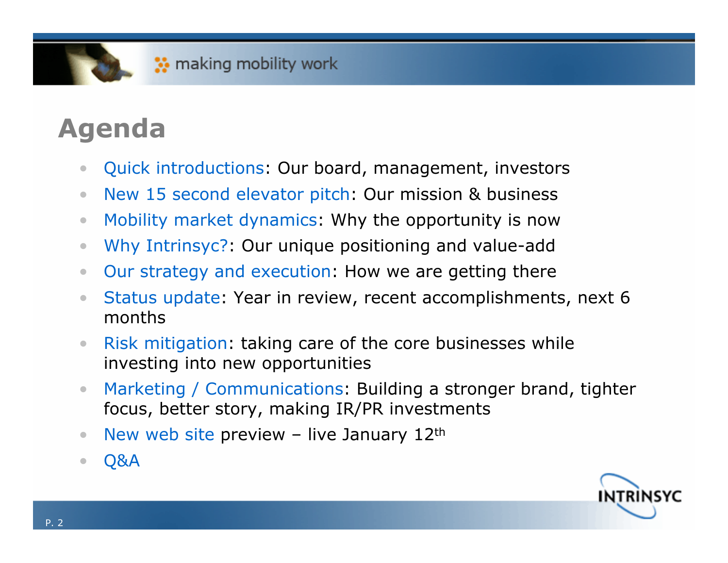# Agenda

- Quick introductions: Our board, management, investors
- New 15 second elevator pitch: Our mission & business
- Mobility market dynamics: Why the opportunity is now
- Why Intrinsyc?: Our unique positioning and value-add
- Our strategy and execution: How we are getting there
- Status update: Year in review, recent accomplishments, next 6 months
- Risk mitigation: taking care of the core businesses while investing into new opportunities
- Marketing / Communications: Building a stronger brand, tighter focus, better story, making IR/PR investments
- New web site preview – live January 12th
- Q&A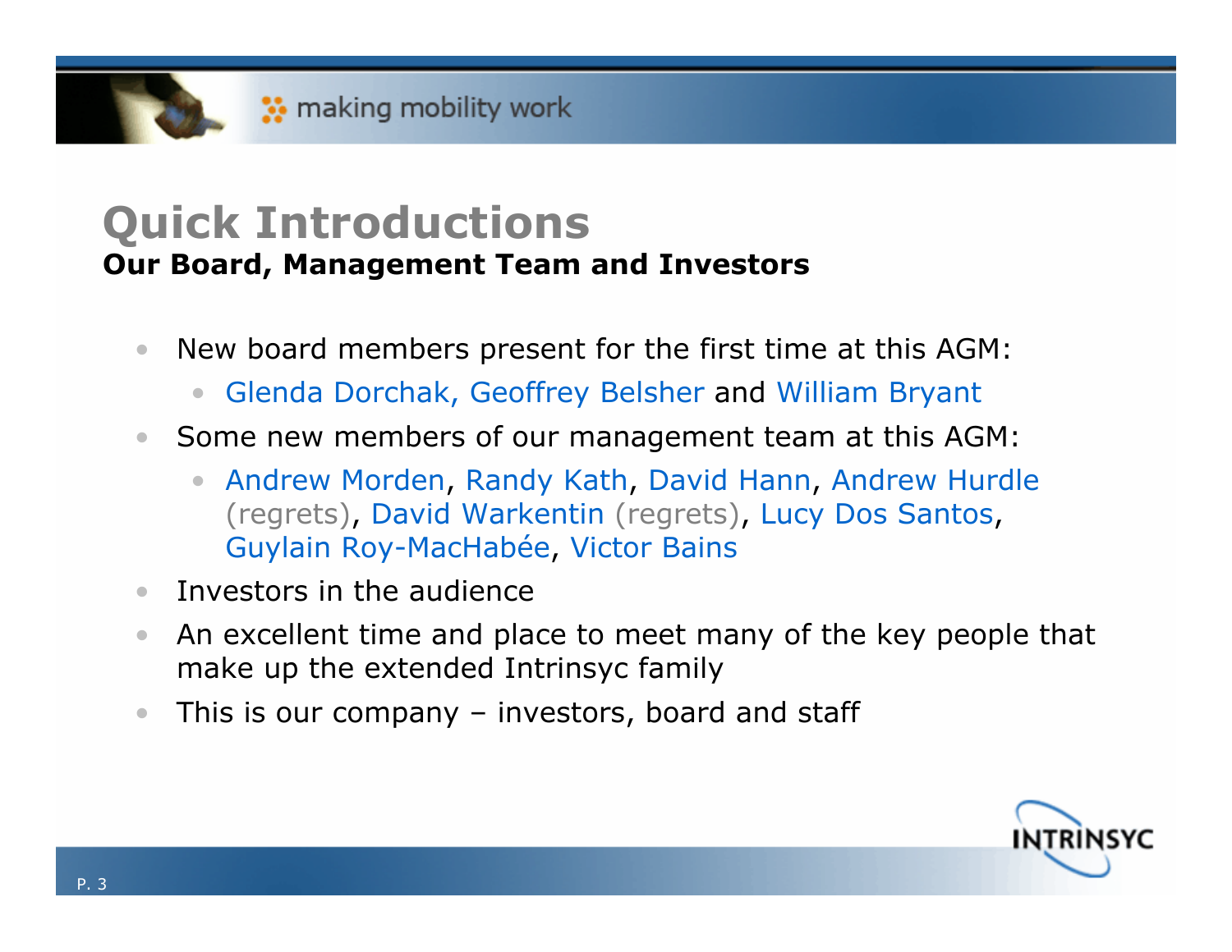# Quick Introductions

**Our Board, Management Team and Investors**

- New board members present for the first time at this AGM:
  - Glenda Dorchak, Geoffrey Belsher and William Bryant
- Some new members of our management team at this AGM:
  - Andrew Morden, Randy Kath, David Hann, Andrew Hurdle (regrets), David Warkentin (regrets), Lucy Dos Santos, Guylain Roy-MacHabée, Victor Bains
- Investors in the audience
- An excellent time and place to meet many of the key people that make up the extended Intrinsyc family
- This is our company – investors, board and staff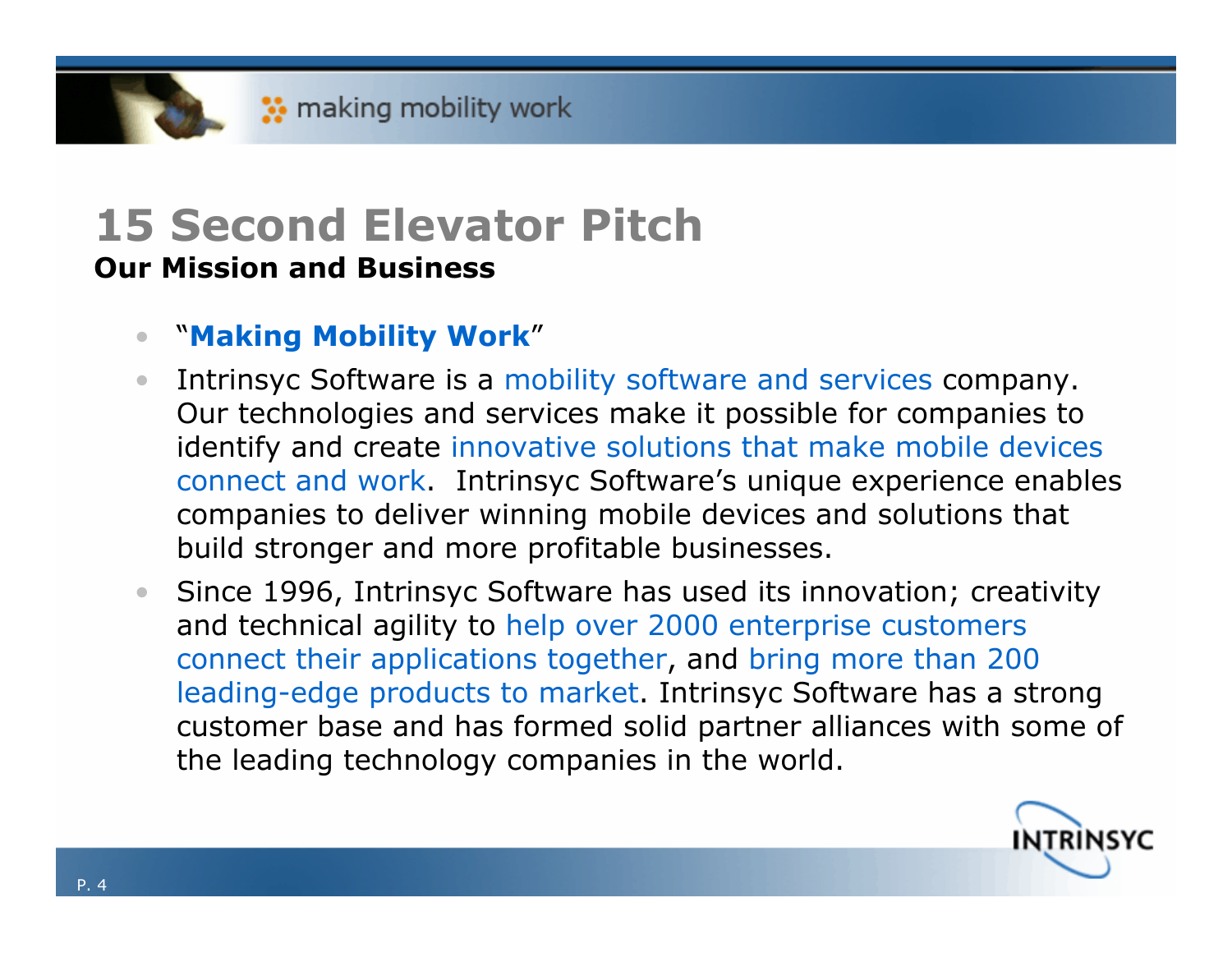# 15 Second Elevator Pitch

**Our Mission and Business**

- "**Making Mobility Work**"
- Intrinsyc Software is a mobility software and services company. Our technologies and services make it possible for companies to identify and create innovative solutions that make mobile devices connect and work. Intrinsyc Software's unique experience enables companies to deliver winning mobile devices and solutions that build stronger and more profitable businesses.
- Since 1996, Intrinsyc Software has used its innovation; creativity and technical agility to help over 2000 enterprise customers connect their applications together, and bring more than 200 leading-edge products to market. Intrinsyc Software has a strong customer base and has formed solid partner alliances with some of the leading technology companies in the world.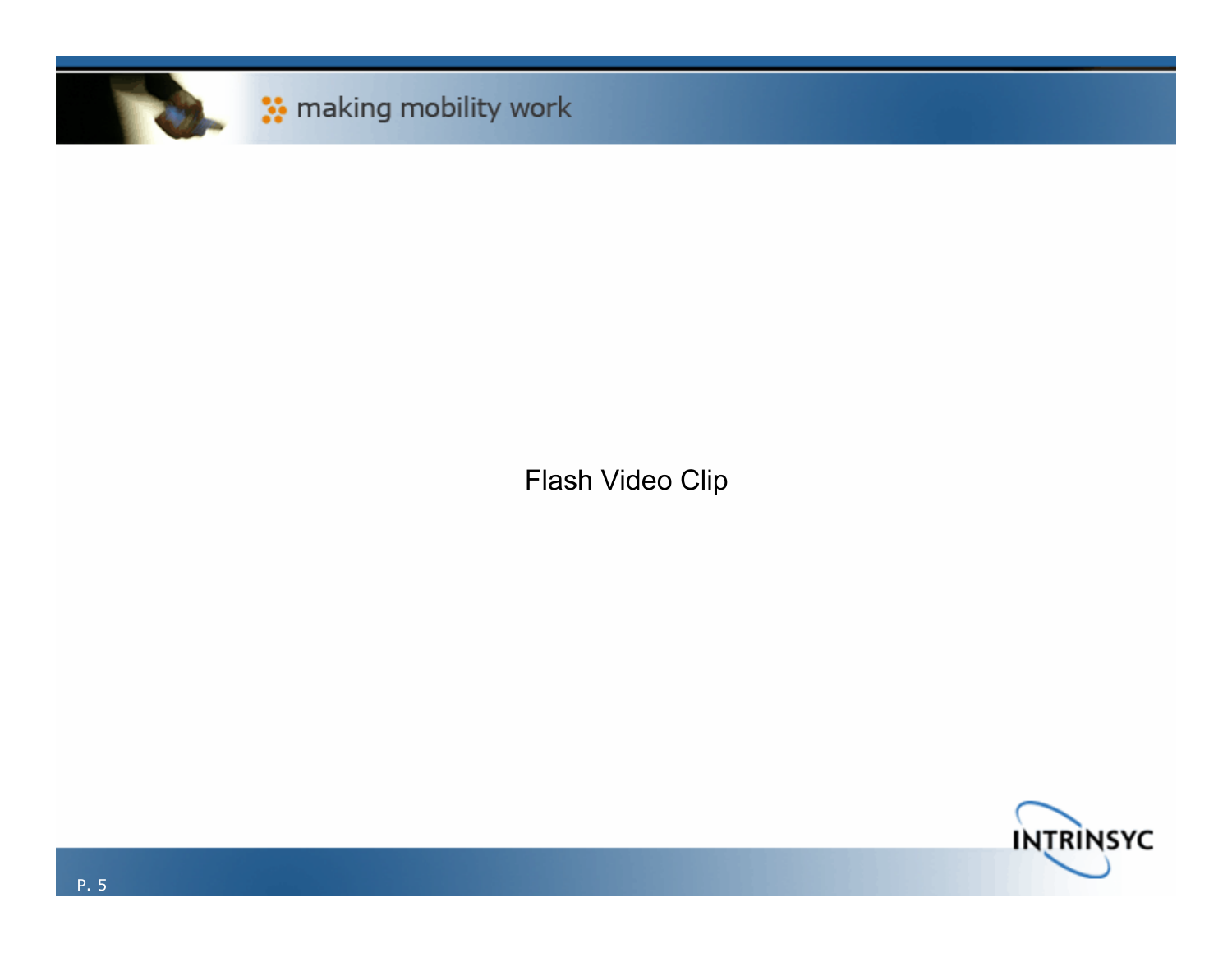Flash Video Clip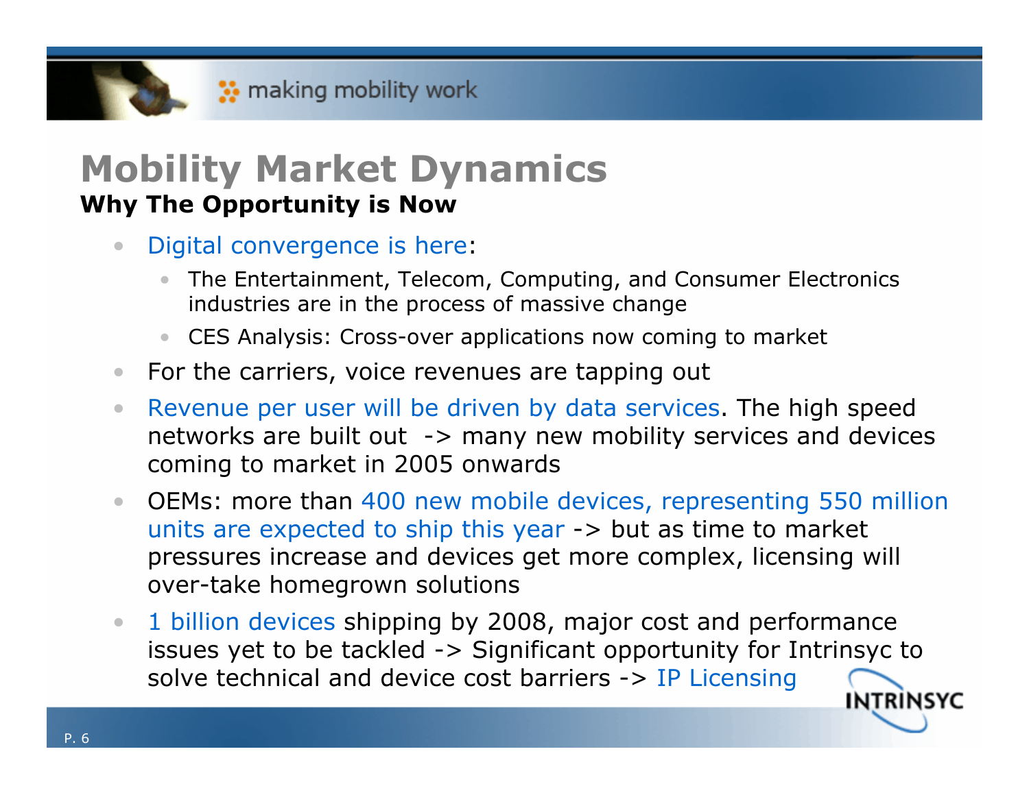# Mobility Market Dynamics

**Why The Opportunity is Now**

- Digital convergence is here:
  - The Entertainment, Telecom, Computing, and Consumer Electronics industries are in the process of massive change
  - CES Analysis: Cross-over applications now coming to market
- For the carriers, voice revenues are tapping out
- Revenue per user will be driven by data services. The high speed networks are built out -> many new mobility services and devices coming to market in 2005 onwards
- OEMs: more than 400 new mobile devices, representing 550 million units are expected to ship this year -> but as time to market pressures increase and devices get more complex, licensing will over-take homegrown solutions
- 1 billion devices shipping by 2008, major cost and performance issues yet to be tackled -> Significant opportunity for Intrinsyc to solve technical and device cost barriers -> IP Licensing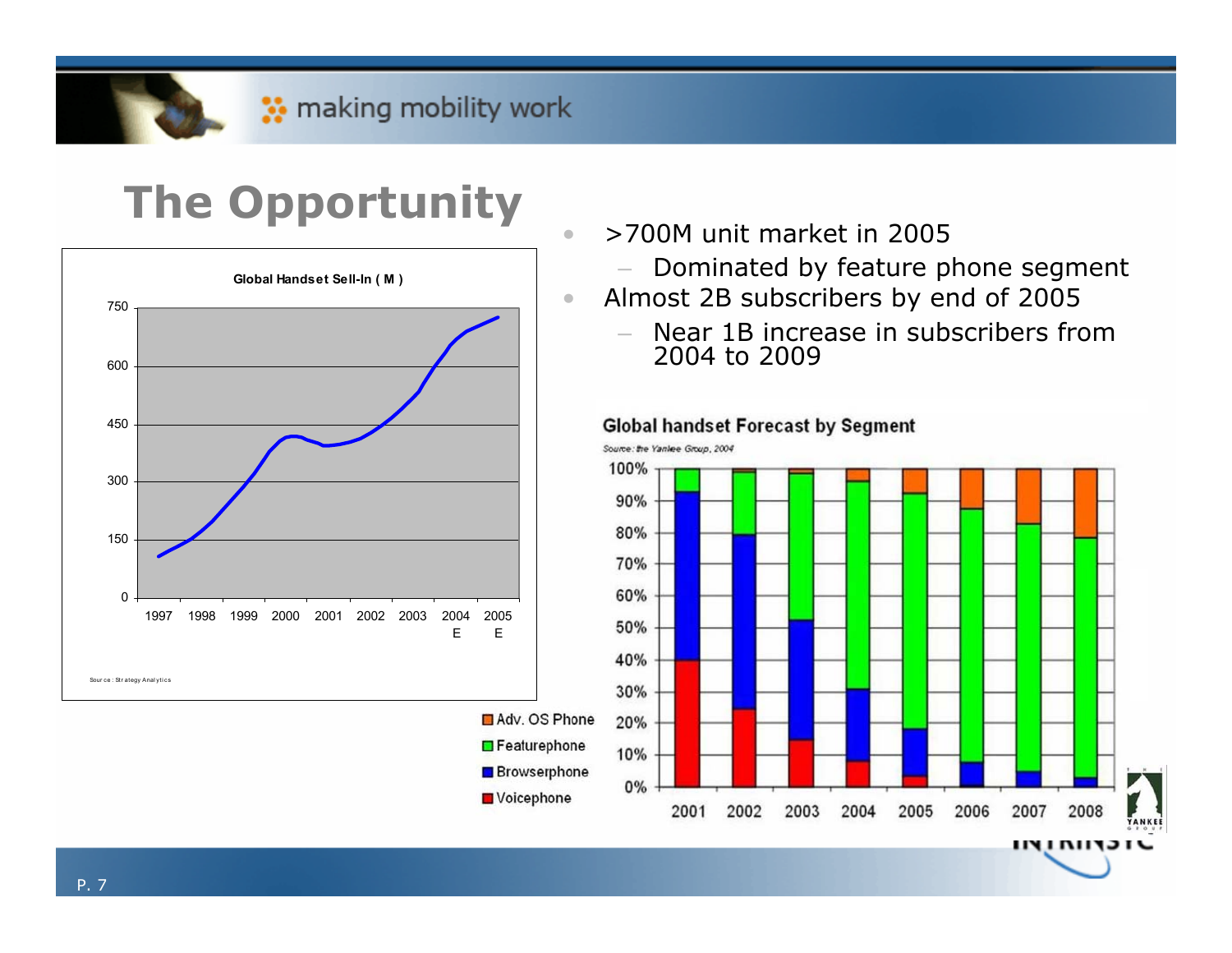# The Opportunity

- >700M unit market in 2005
  - Dominated by feature phone segment
- Almost 2B subscribers by end of 2005
  - Near 1B increase in subscribers from 2004 to 2009

**Global Handset Sell-In ( M )**

Source: Strategy Analytics

**Global handset Forecast by Segment**

*Source: the Yankee Group, 2004*

- Adv. OS Phone
- Featurephone
- Browserphone
- Voicephone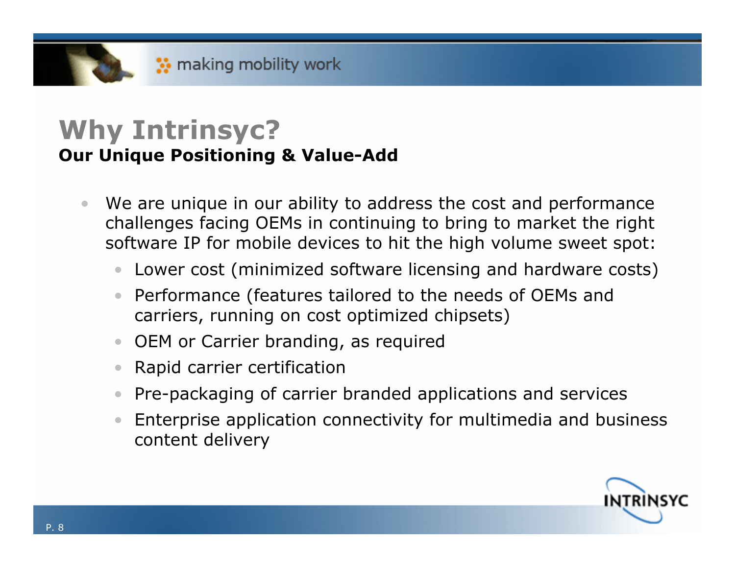# Why Intrinsyc?

**Our Unique Positioning & Value-Add**

- We are unique in our ability to address the cost and performance challenges facing OEMs in continuing to bring to market the right software IP for mobile devices to hit the high volume sweet spot:
  - Lower cost (minimized software licensing and hardware costs)
  - Performance (features tailored to the needs of OEMs and carriers, running on cost optimized chipsets)
  - OEM or Carrier branding, as required
  - Rapid carrier certification
  - Pre-packaging of carrier branded applications and services
  - Enterprise application connectivity for multimedia and business content delivery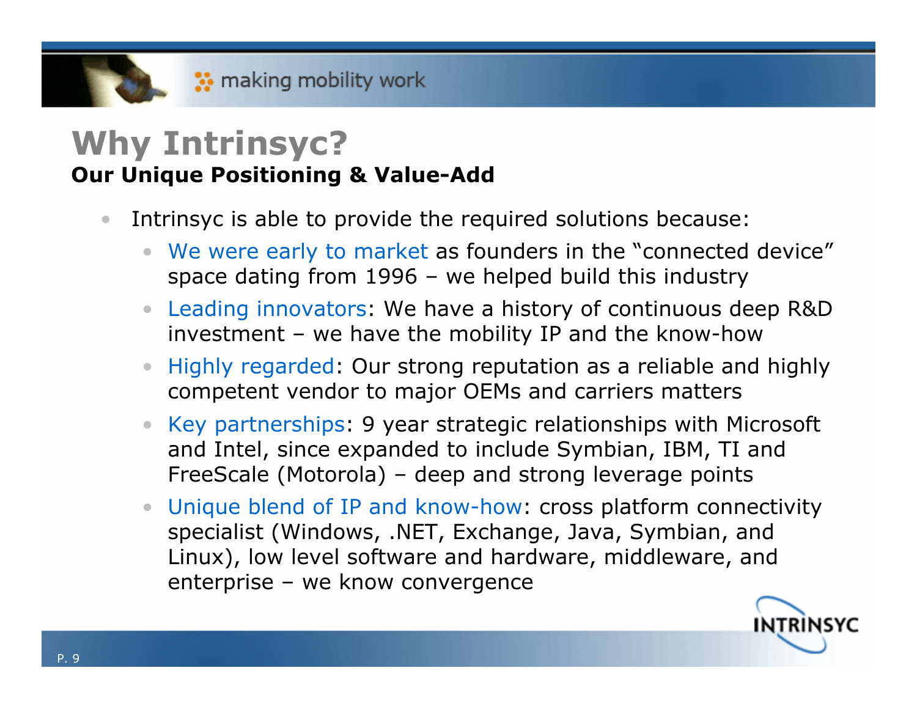# Why Intrinsyc?

**Our Unique Positioning & Value-Add**

- Intrinsyc is able to provide the required solutions because:
  - We were early to market as founders in the "connected device" space dating from 1996 – we helped build this industry
  - Leading innovators: We have a history of continuous deep R&D investment – we have the mobility IP and the know-how
  - Highly regarded: Our strong reputation as a reliable and highly competent vendor to major OEMs and carriers matters
  - Key partnerships: 9 year strategic relationships with Microsoft and Intel, since expanded to include Symbian, IBM, TI and FreeScale (Motorola) – deep and strong leverage points
  - Unique blend of IP and know-how: cross platform connectivity specialist (Windows, .NET, Exchange, Java, Symbian, and Linux), low level software and hardware, middleware, and enterprise – we know convergence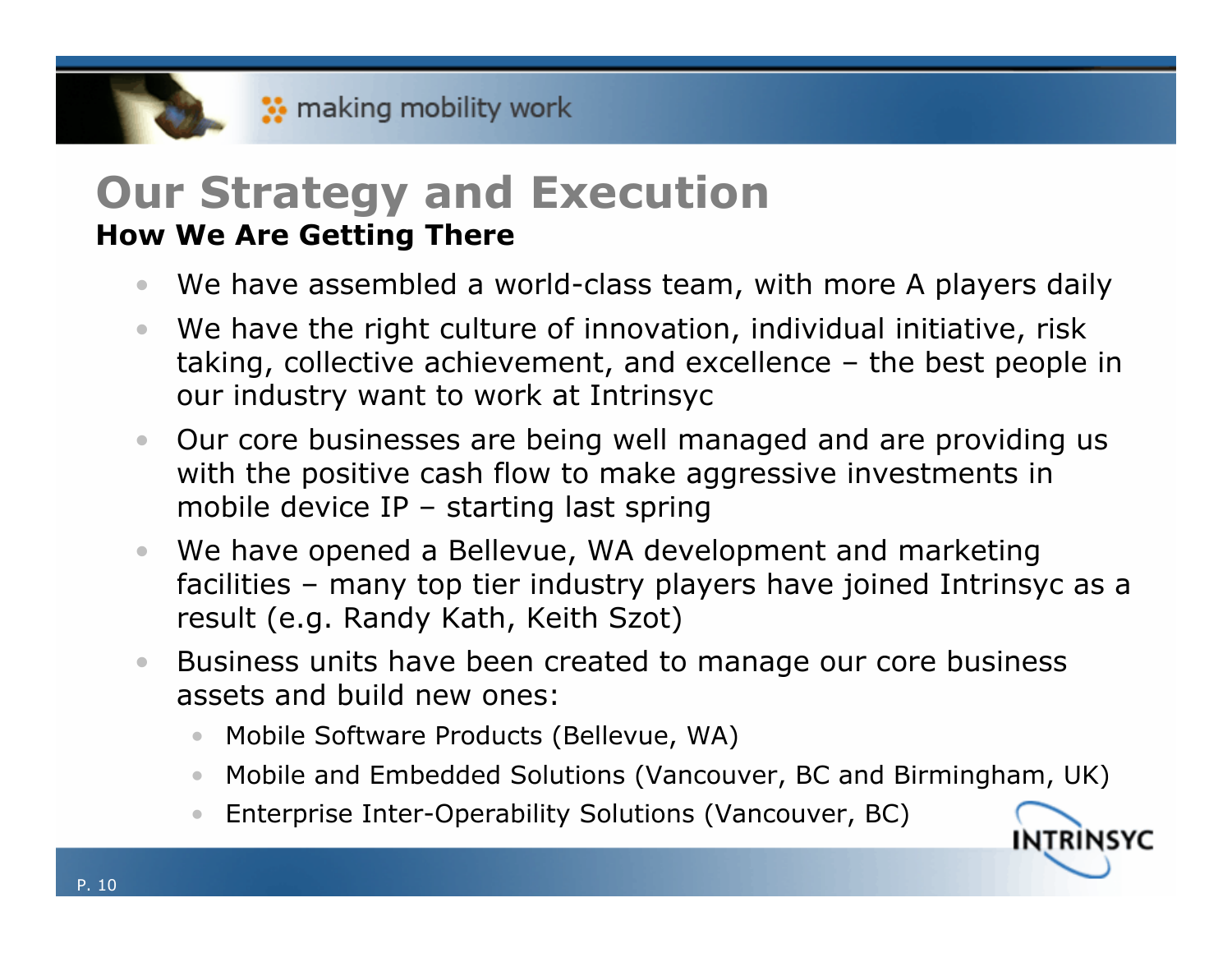# Our Strategy and Execution

**How We Are Getting There**

- We have assembled a world-class team, with more A players daily
- We have the right culture of innovation, individual initiative, risk taking, collective achievement, and excellence – the best people in our industry want to work at Intrinsyc
- Our core businesses are being well managed and are providing us with the positive cash flow to make aggressive investments in mobile device IP – starting last spring
- We have opened a Bellevue, WA development and marketing facilities – many top tier industry players have joined Intrinsyc as a result (e.g. Randy Kath, Keith Szot)
- Business units have been created to manage our core business assets and build new ones:
  - Mobile Software Products (Bellevue, WA)
  - Mobile and Embedded Solutions (Vancouver, BC and Birmingham, UK)
  - Enterprise Inter-Operability Solutions (Vancouver, BC)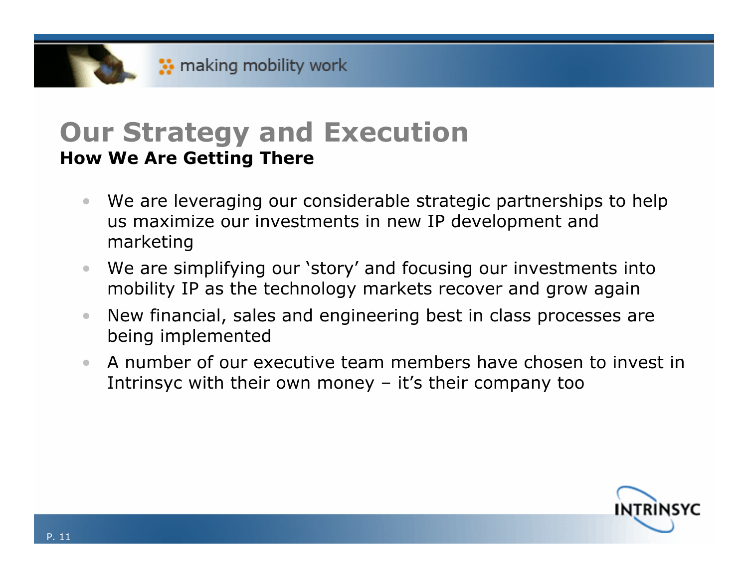# Our Strategy and Execution

**How We Are Getting There**

- We are leveraging our considerable strategic partnerships to help us maximize our investments in new IP development and marketing
- We are simplifying our 'story' and focusing our investments into mobility IP as the technology markets recover and grow again
- New financial, sales and engineering best in class processes are being implemented
- A number of our executive team members have chosen to invest in Intrinsyc with their own money – it's their company too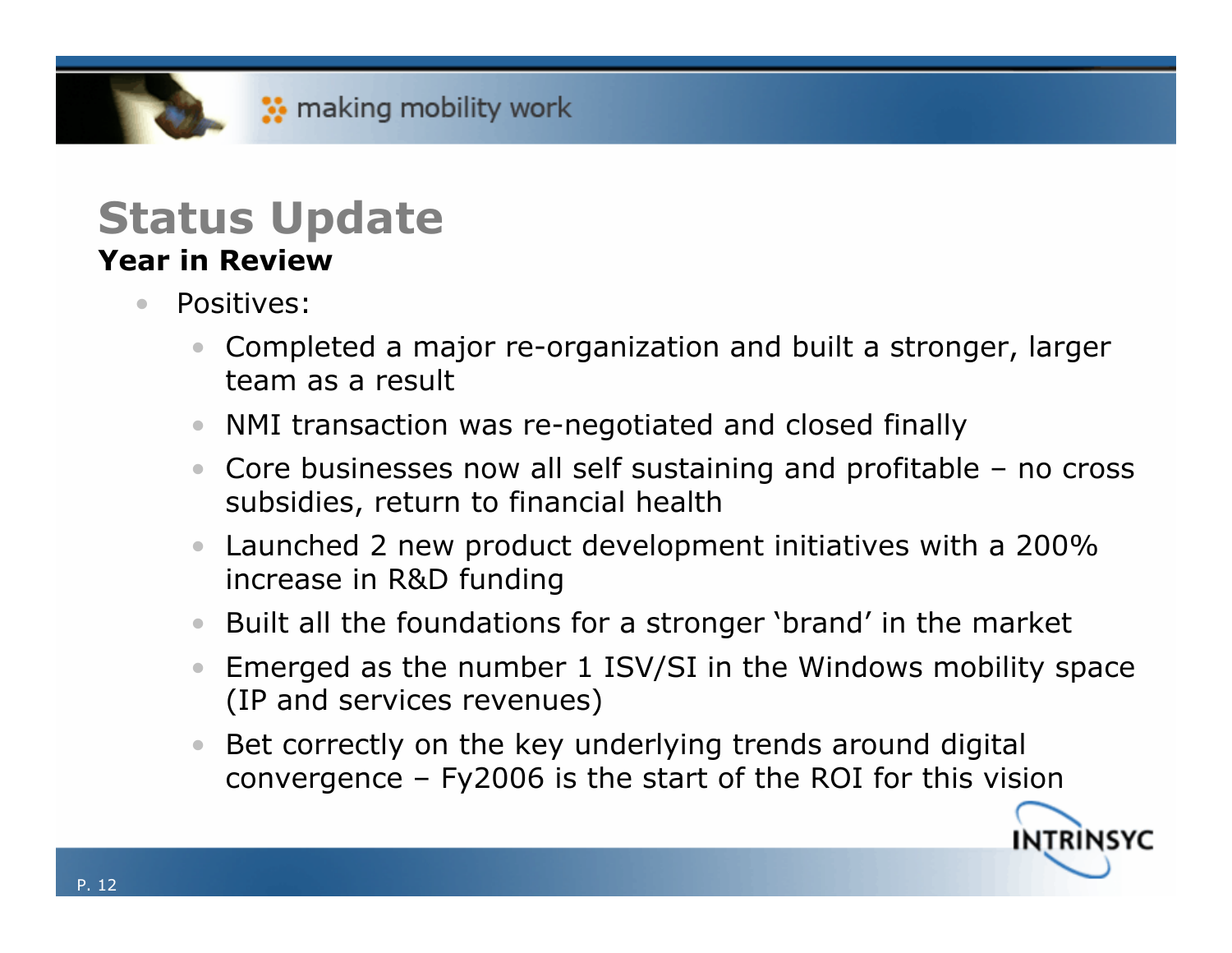# Status Update

**Year in Review**

- Positives:
  - Completed a major re-organization and built a stronger, larger team as a result
  - NMI transaction was re-negotiated and closed finally
  - Core businesses now all self sustaining and profitable – no cross subsidies, return to financial health
  - Launched 2 new product development initiatives with a 200% increase in R&D funding
  - Built all the foundations for a stronger 'brand' in the market
  - Emerged as the number 1 ISV/SI in the Windows mobility space (IP and services revenues)
  - Bet correctly on the key underlying trends around digital convergence – Fy2006 is the start of the ROI for this vision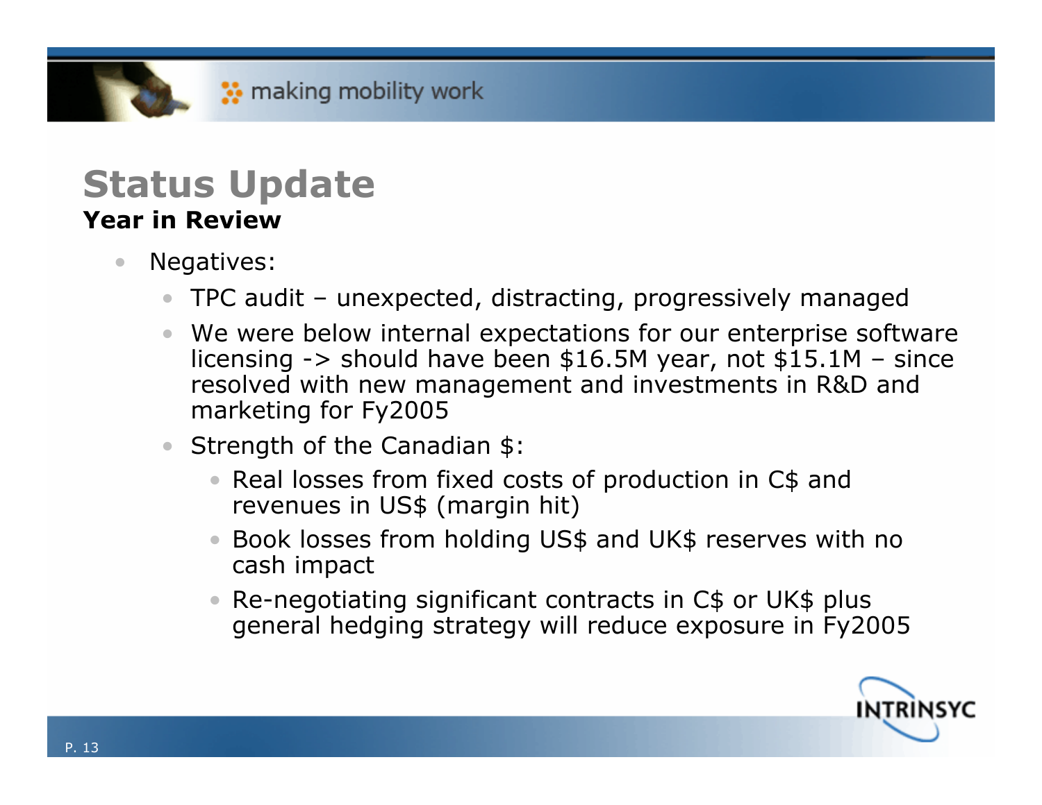# Status Update

**Year in Review**

- Negatives:
  - TPC audit – unexpected, distracting, progressively managed
  - We were below internal expectations for our enterprise software licensing -> should have been $16.5M year, not $15.1M – since resolved with new management and investments in R&D and marketing for Fy2005
  - Strength of the Canadian $:
    - Real losses from fixed costs of production in C$ and revenues in US$ (margin hit)
    - Book losses from holding US$ and UK$ reserves with no cash impact
    - Re-negotiating significant contracts in C$ or UK$ plus general hedging strategy will reduce exposure in Fy2005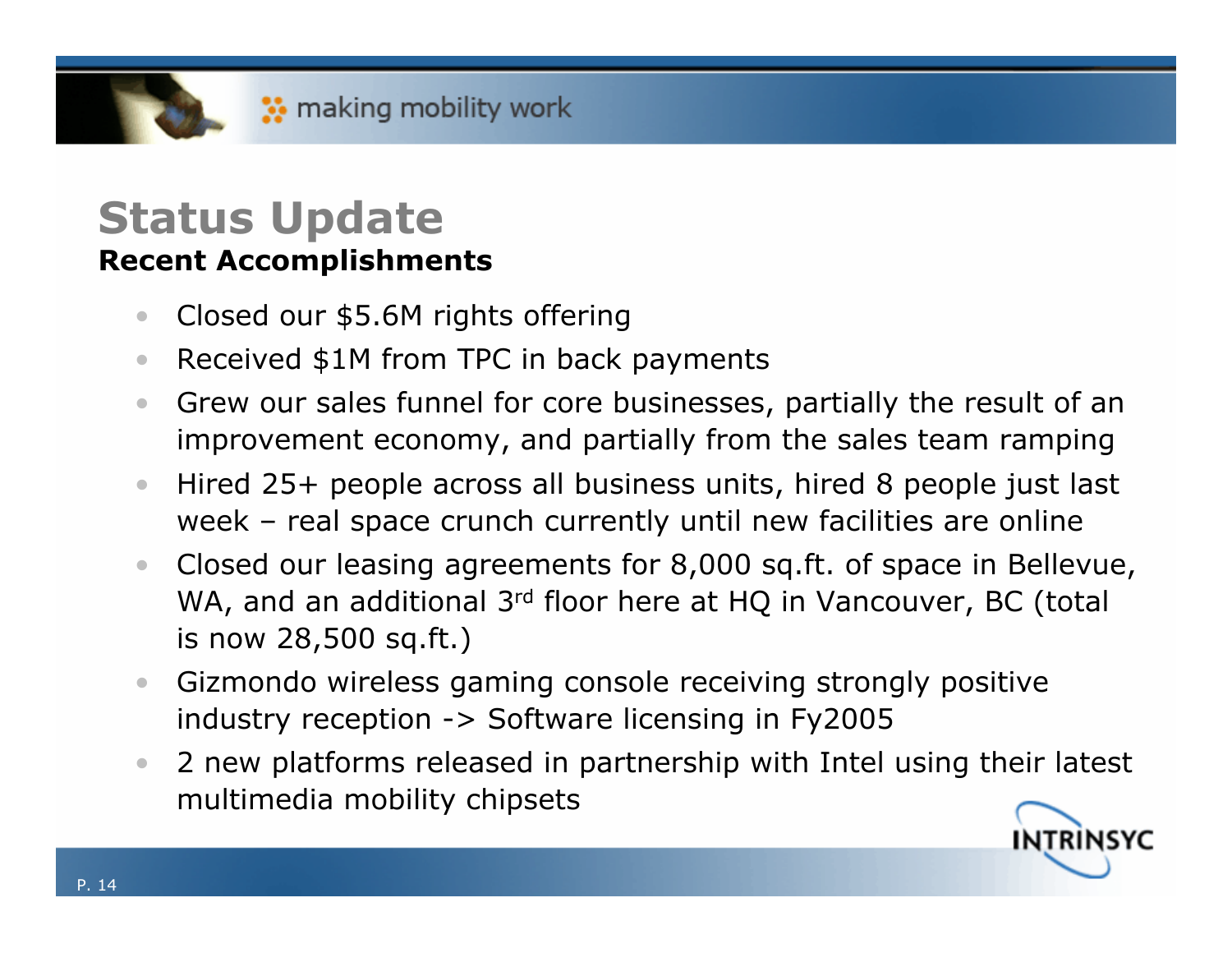# Status Update

## Recent Accomplishments

- Closed our $5.6M rights offering
- Received $1M from TPC in back payments
- Grew our sales funnel for core businesses, partially the result of an improvement economy, and partially from the sales team ramping
- Hired 25+ people across all business units, hired 8 people just last week – real space crunch currently until new facilities are online
- Closed our leasing agreements for 8,000 sq.ft. of space in Bellevue, WA, and an additional 3rd floor here at HQ in Vancouver, BC (total is now 28,500 sq.ft.)
- Gizmondo wireless gaming console receiving strongly positive industry reception -> Software licensing in Fy2005
- 2 new platforms released in partnership with Intel using their latest multimedia mobility chipsets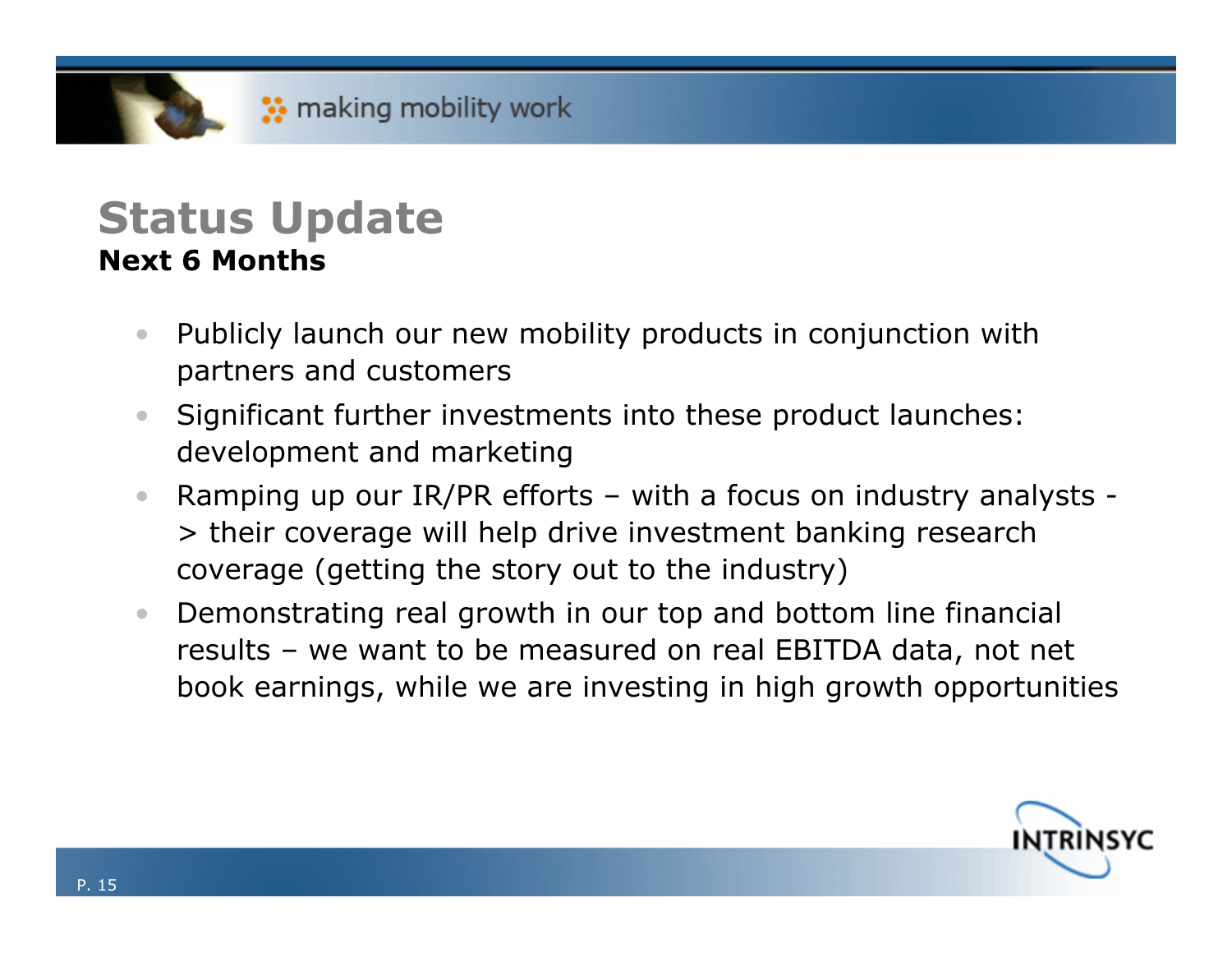# Status Update

**Next 6 Months**

- Publicly launch our new mobility products in conjunction with partners and customers
- Significant further investments into these product launches: development and marketing
- Ramping up our IR/PR efforts – with a focus on industry analysts -> their coverage will help drive investment banking research coverage (getting the story out to the industry)
- Demonstrating real growth in our top and bottom line financial results – we want to be measured on real EBITDA data, not net book earnings, while we are investing in high growth opportunities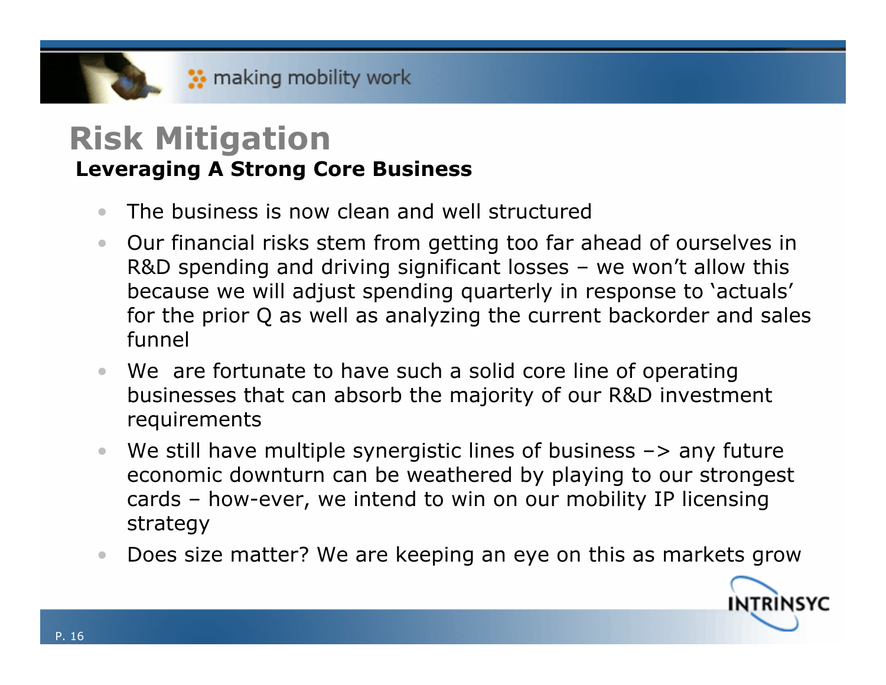# Risk Mitigation

**Leveraging A Strong Core Business**

- The business is now clean and well structured
- Our financial risks stem from getting too far ahead of ourselves in R&D spending and driving significant losses – we won't allow this because we will adjust spending quarterly in response to 'actuals' for the prior Q as well as analyzing the current backorder and sales funnel
- We are fortunate to have such a solid core line of operating businesses that can absorb the majority of our R&D investment requirements
- We still have multiple synergistic lines of business –> any future economic downturn can be weathered by playing to our strongest cards – how-ever, we intend to win on our mobility IP licensing strategy
- Does size matter? We are keeping an eye on this as markets grow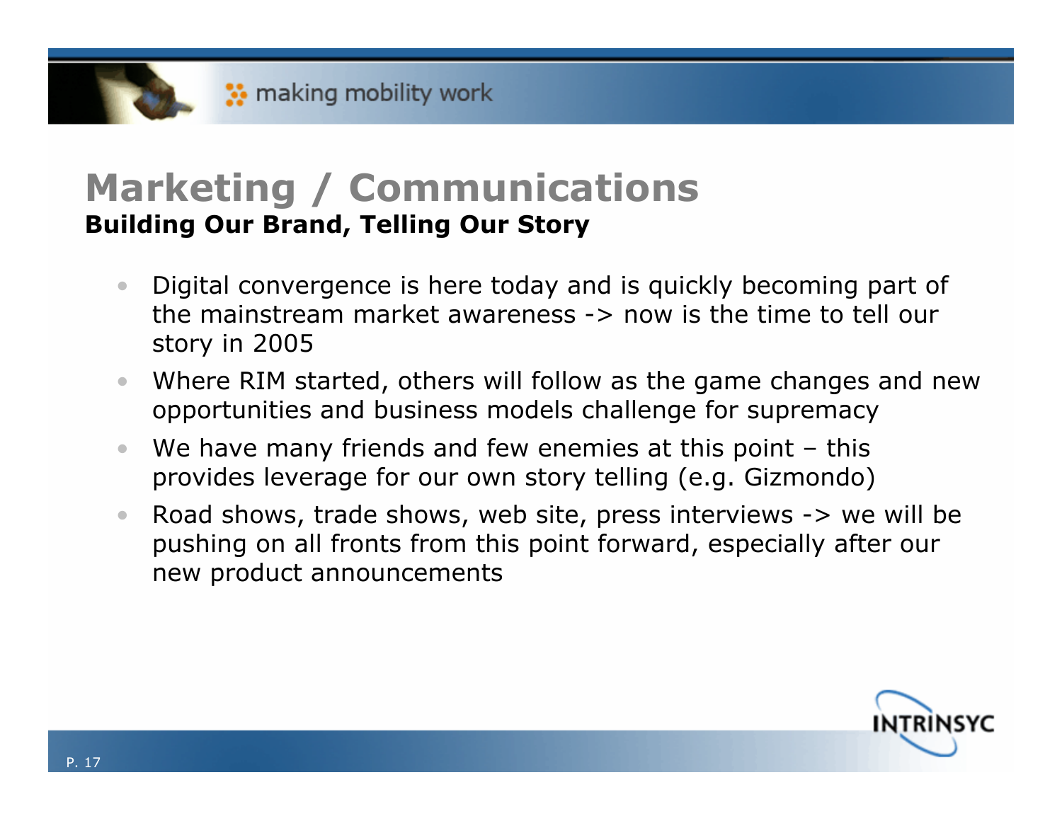# Marketing / Communications

**Building Our Brand, Telling Our Story**

- Digital convergence is here today and is quickly becoming part of the mainstream market awareness -> now is the time to tell our story in 2005
- Where RIM started, others will follow as the game changes and new opportunities and business models challenge for supremacy
- We have many friends and few enemies at this point – this provides leverage for our own story telling (e.g. Gizmondo)
- Road shows, trade shows, web site, press interviews -> we will be pushing on all fronts from this point forward, especially after our new product announcements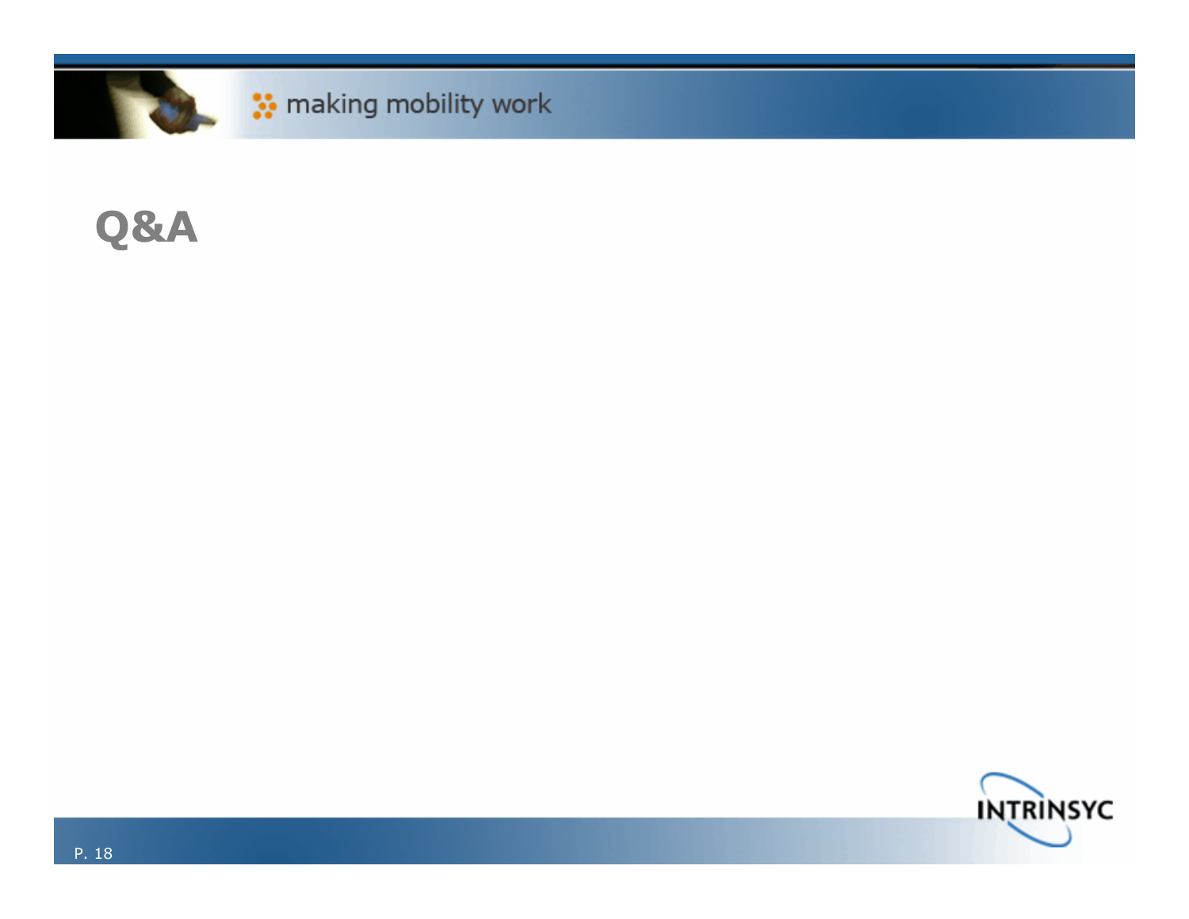# Q&A